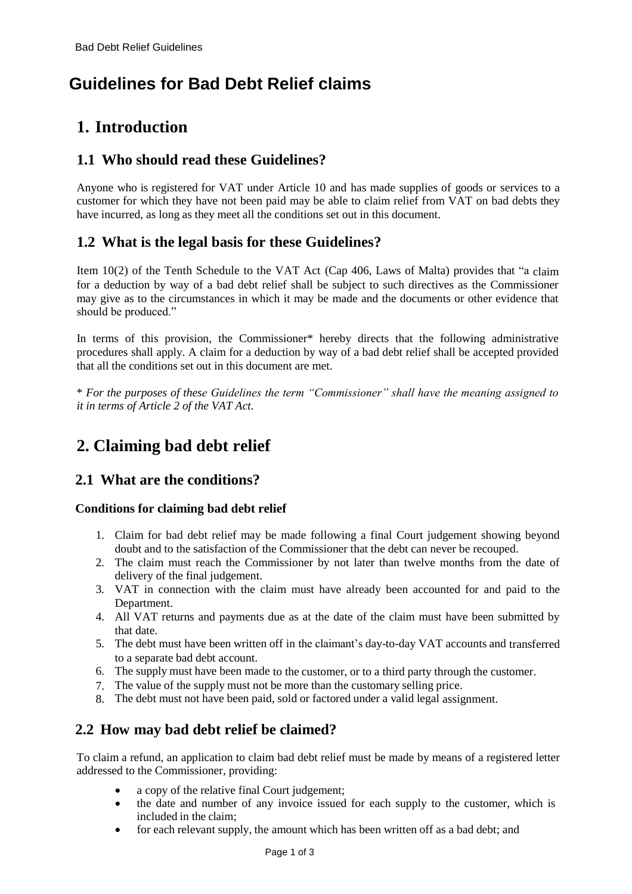# Guidelines for Bad Debt Relief claims

## 1. Introduction

### 1.1 Who should read these Guidelines?

Anyone who is registered for VAT under Article 10 and has made supplies of goods or services to a customer for which they have not been paid may be able to claim relief from VAT on bad debts they have incurred, as long as they meet all the conditions set out in this document.

### 1.2 What is the legal basis for these Guidelines?

Item 10(2) of the Tenth Schedule to the VAT Act (Cap 406, Laws of Malta) provides that "a claim for a deduction by way of a bad debt relief shall be subject to such directives as the Commissioner may give as to the circumstances in which it may be made and the documents or other evidence that should be produced."

In terms of this provision, the Commissioner* hereby directs that the following administrative procedures shall apply. A claim for a deduction by way of a bad debt relief shall be accepted provided that all the conditions set out in this document are met.

* *For the purposes of these Guidelines the term "Commissioner" shall have the meaning assigned to it in terms of Article 2 of the VAT Act.*

## 2. Claiming bad debt relief

### 2.1 What are the conditions?

**Conditions for claiming bad debt relief**

1. Claim for bad debt relief may be made following a final Court judgement showing beyond doubt and to the satisfaction of the Commissioner that the debt can never be recouped.
2. The claim must reach the Commissioner by not later than twelve months from the date of delivery of the final judgement.
3. VAT in connection with the claim must have already been accounted for and paid to the Department.
4. All VAT returns and payments due as at the date of the claim must have been submitted by that date.
5. The debt must have been written off in the claimant's day-to-day VAT accounts and transferred to a separate bad debt account.
6. The supply must have been made to the customer, or to a third party through the customer.
7. The value of the supply must not be more than the customary selling price.
8. The debt must not have been paid, sold or factored under a valid legal assignment.

### 2.2 How may bad debt relief be claimed?

To claim a refund, an application to claim bad debt relief must be made by means of a registered letter addressed to the Commissioner, providing:

- a copy of the relative final Court judgement;
- the date and number of any invoice issued for each supply to the customer, which is included in the claim;
- for each relevant supply, the amount which has been written off as a bad debt; and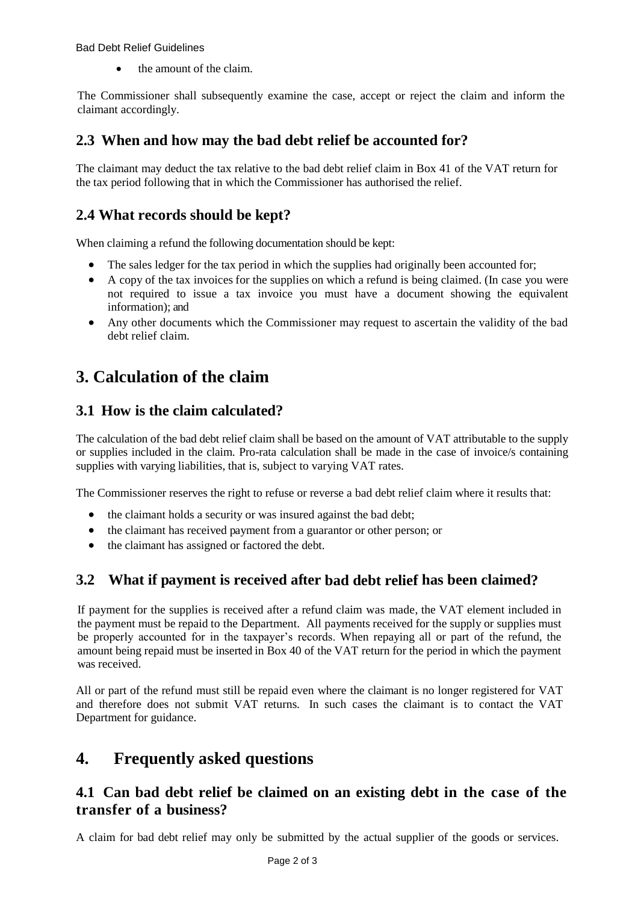- the amount of the claim.

The Commissioner shall subsequently examine the case, accept or reject the claim and inform the claimant accordingly.

## 2.3 When and how may the bad debt relief be accounted for?

The claimant may deduct the tax relative to the bad debt relief claim in Box 41 of the VAT return for the tax period following that in which the Commissioner has authorised the relief.

## 2.4 What records should be kept?

When claiming a refund the following documentation should be kept:

- The sales ledger for the tax period in which the supplies had originally been accounted for;
- A copy of the tax invoices for the supplies on which a refund is being claimed. (In case you were not required to issue a tax invoice you must have a document showing the equivalent information); and
- Any other documents which the Commissioner may request to ascertain the validity of the bad debt relief claim.

# 3. Calculation of the claim

## 3.1 How is the claim calculated?

The calculation of the bad debt relief claim shall be based on the amount of VAT attributable to the supply or supplies included in the claim. Pro-rata calculation shall be made in the case of invoice/s containing supplies with varying liabilities, that is, subject to varying VAT rates.

The Commissioner reserves the right to refuse or reverse a bad debt relief claim where it results that:

- the claimant holds a security or was insured against the bad debt;
- the claimant has received payment from a guarantor or other person; or
- the claimant has assigned or factored the debt.

## 3.2 What if payment is received after bad debt relief has been claimed?

If payment for the supplies is received after a refund claim was made, the VAT element included in the payment must be repaid to the Department. All payments received for the supply or supplies must be properly accounted for in the taxpayer's records. When repaying all or part of the refund, the amount being repaid must be inserted in Box 40 of the VAT return for the period in which the payment was received.

All or part of the refund must still be repaid even where the claimant is no longer registered for VAT and therefore does not submit VAT returns. In such cases the claimant is to contact the VAT Department for guidance.

# 4. Frequently asked questions

## 4.1 Can bad debt relief be claimed on an existing debt in the case of the transfer of a business?

A claim for bad debt relief may only be submitted by the actual supplier of the goods or services.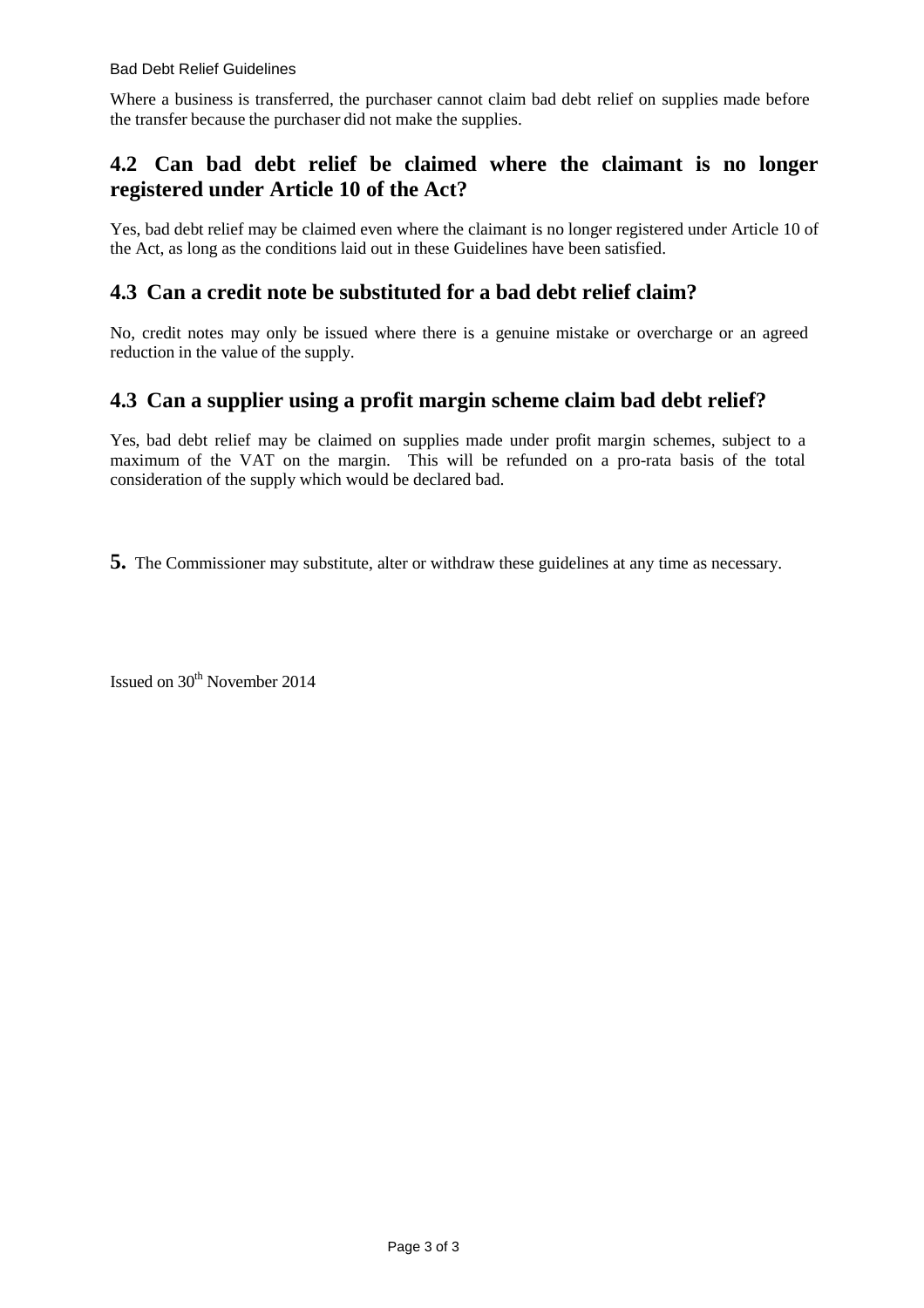Where a business is transferred, the purchaser cannot claim bad debt relief on supplies made before the transfer because the purchaser did not make the supplies.

## 4.2 Can bad debt relief be claimed where the claimant is no longer registered under Article 10 of the Act?

Yes, bad debt relief may be claimed even where the claimant is no longer registered under Article 10 of the Act, as long as the conditions laid out in these Guidelines have been satisfied.

## 4.3 Can a credit note be substituted for a bad debt relief claim?

No, credit notes may only be issued where there is a genuine mistake or overcharge or an agreed reduction in the value of the supply.

## 4.3 Can a supplier using a profit margin scheme claim bad debt relief?

Yes, bad debt relief may be claimed on supplies made under profit margin schemes, subject to a maximum of the VAT on the margin. This will be refunded on a pro-rata basis of the total consideration of the supply which would be declared bad.

**5.** The Commissioner may substitute, alter or withdraw these guidelines at any time as necessary.

Issued on 30th November 2014